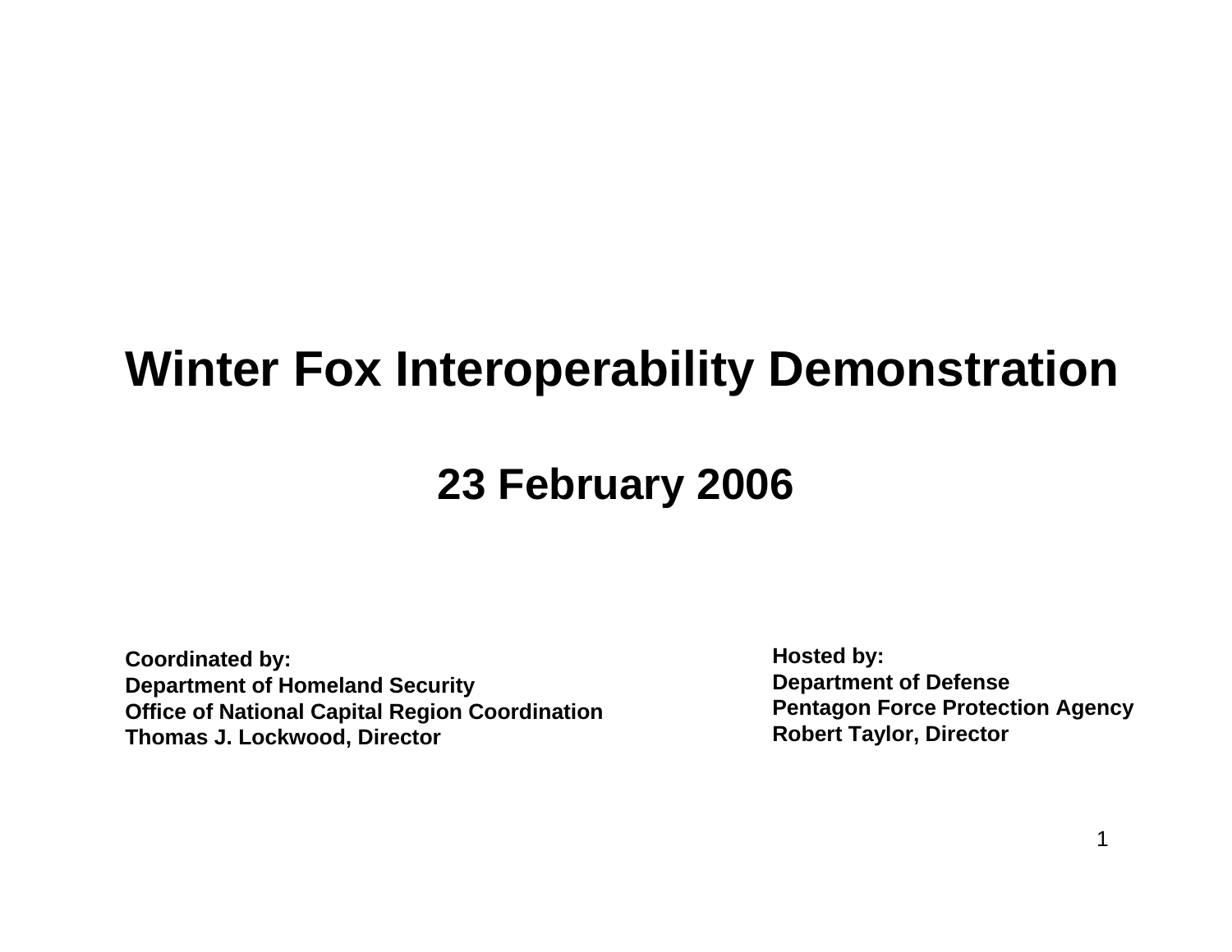# Winter Fox Interoperability Demonstration

## 23 February 2006

**Coordinated by:**
**Department of Homeland Security**
**Office of National Capital Region Coordination**
**Thomas J. Lockwood, Director**

**Hosted by:**
**Department of Defense**
**Pentagon Force Protection Agency**
**Robert Taylor, Director**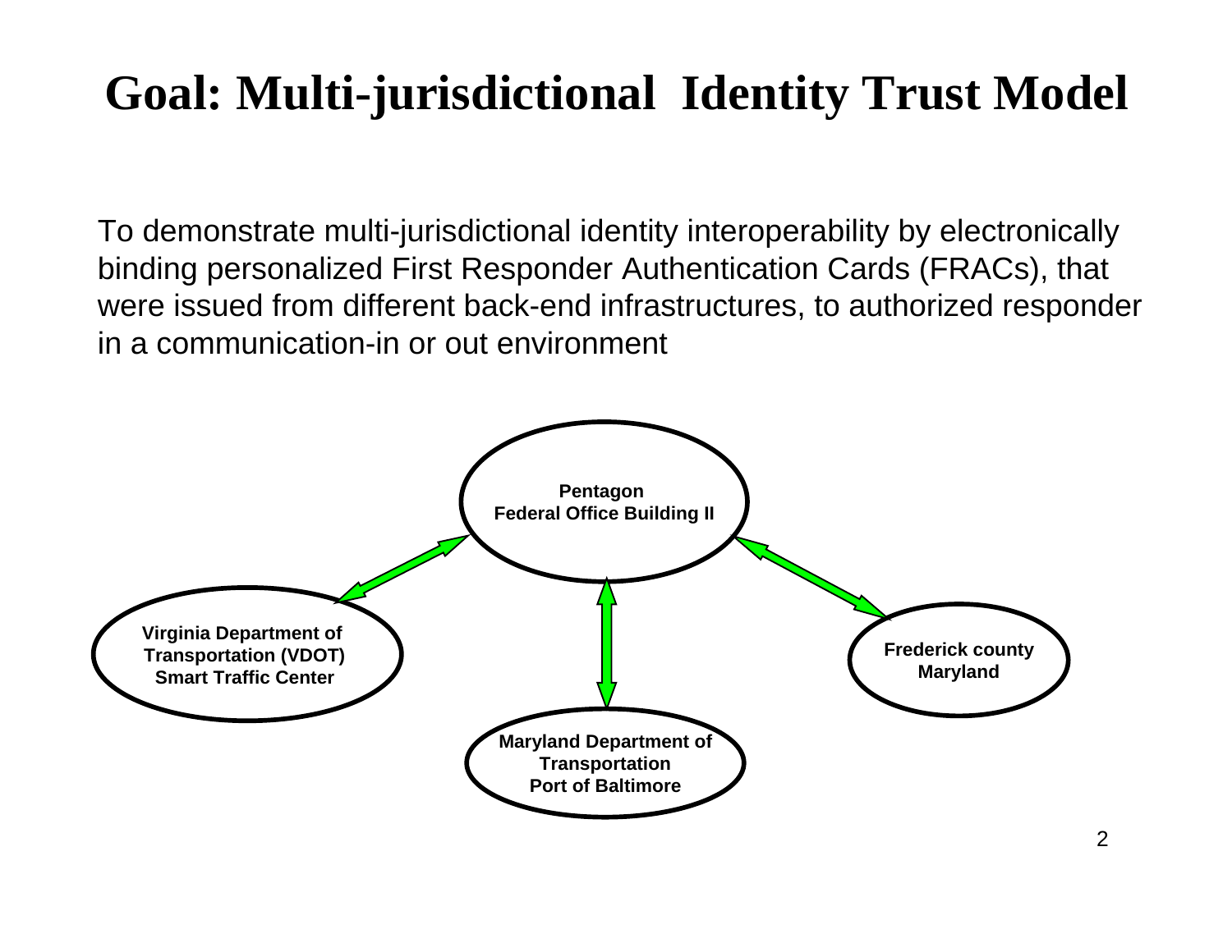# Goal: Multi-jurisdictional Identity Trust Model

To demonstrate multi-jurisdictional identity interoperability by electronically binding personalized First Responder Authentication Cards (FRACs), that were issued from different back-end infrastructures, to authorized responder in a communication-in or out environment

**Pentagon**
**Federal Office Building II**

**Virginia Department of Transportation (VDOT) Smart Traffic Center**

**Frederick county Maryland**

**Maryland Department of Transportation Port of Baltimore**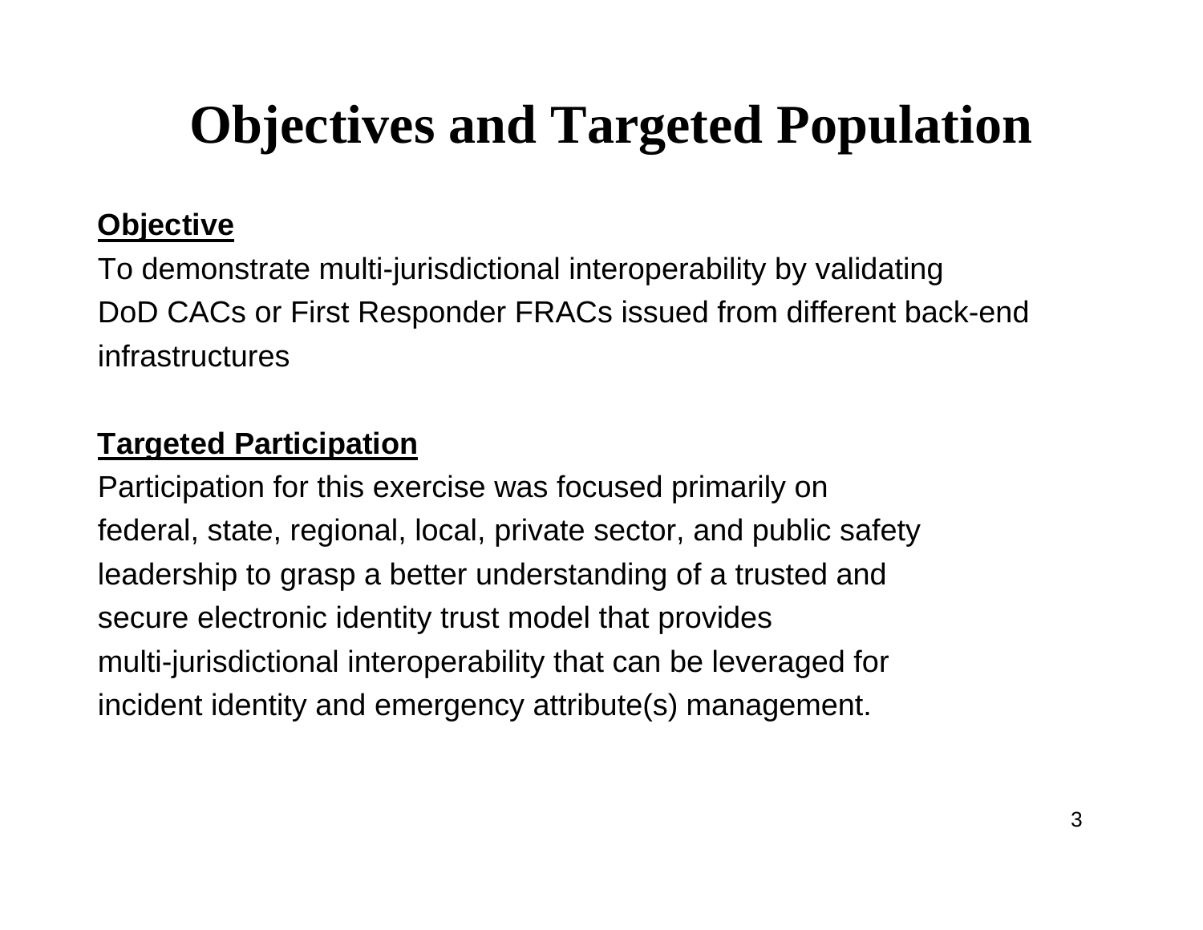# Objectives and Targeted Population

**Objective**

To demonstrate multi-jurisdictional interoperability by validating DoD CACs or First Responder FRACs issued from different back-end infrastructures

**Targeted Participation**

Participation for this exercise was focused primarily on federal, state, regional, local, private sector, and public safety leadership to grasp a better understanding of a trusted and secure electronic identity trust model that provides multi-jurisdictional interoperability that can be leveraged for incident identity and emergency attribute(s) management.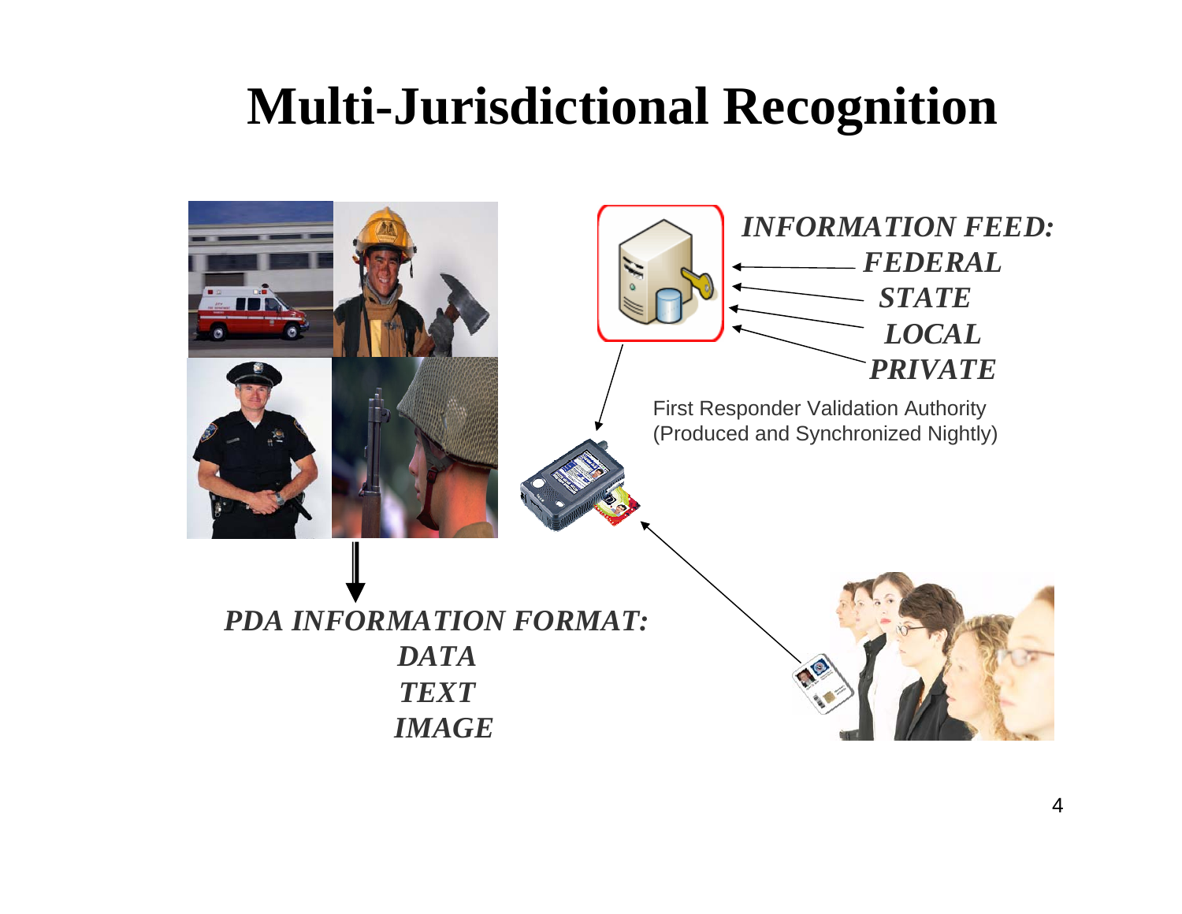# Multi-Jurisdictional Recognition

***INFORMATION FEED:***

***FEDERAL***

***STATE***

***LOCAL***

***PRIVATE***

First Responder Validation Authority
(Produced and Synchronized Nightly)

***PDA INFORMATION FORMAT:***

***DATA***

***TEXT***

***IMAGE***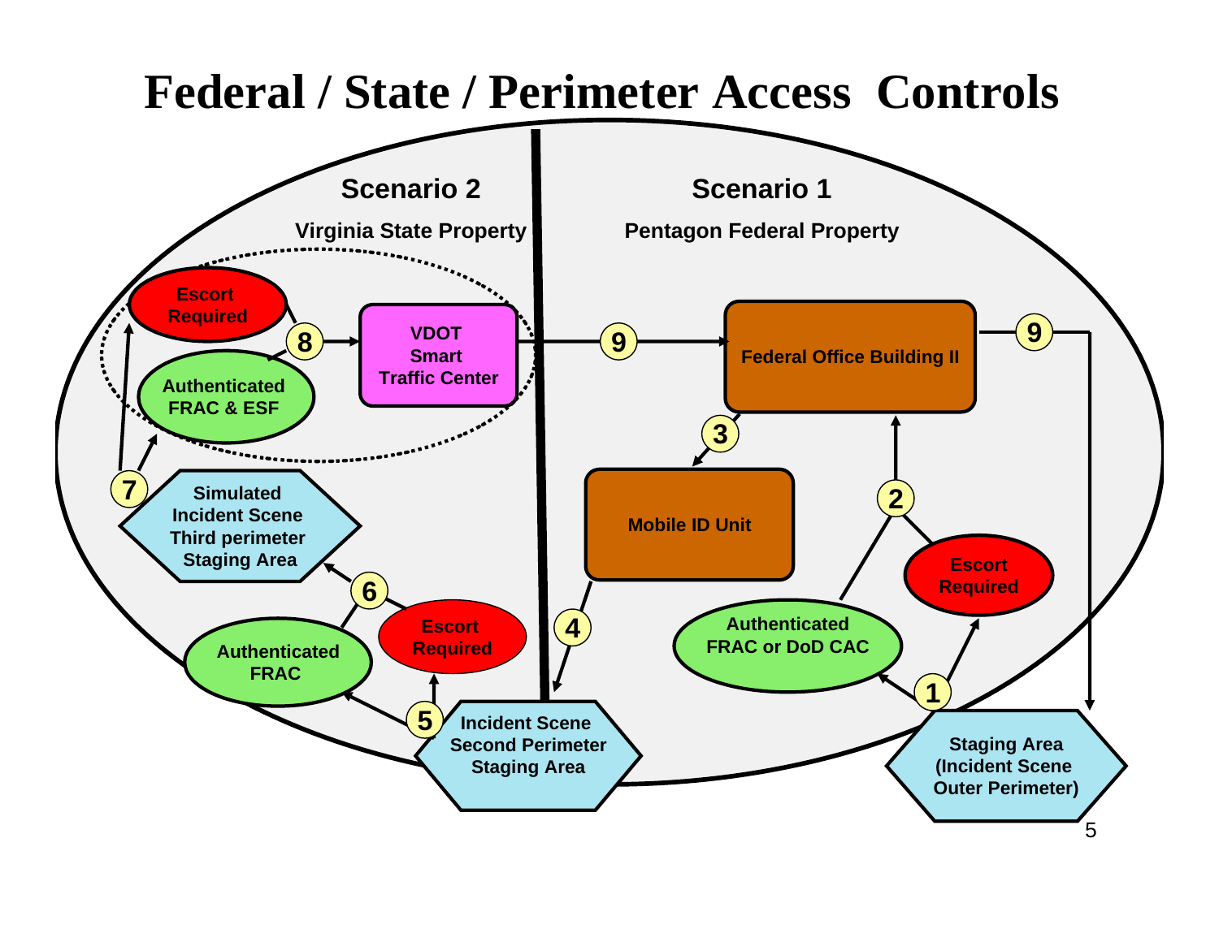# Federal / State / Perimeter Access Controls

## Scenario 2

**Virginia State Property**

- Escort Required
- Authenticated FRAC & ESF
- VDOT Smart Traffic Center
- Simulated Incident Scene Third perimeter Staging Area
- Authenticated FRAC
- Escort Required
- Incident Scene Second Perimeter Staging Area

## Scenario 1

**Pentagon Federal Property**

- Federal Office Building II
- Mobile ID Unit
- Escort Required
- Authenticated FRAC or DoD CAC
- Staging Area (Incident Scene Outer Perimeter)

Flow steps (numbered arrows):

1. Staging Area (Incident Scene Outer Perimeter) → Authenticated FRAC or DoD CAC / Escort Required
2. Authenticated FRAC or DoD CAC / Escort Required → Federal Office Building II
3. Federal Office Building II → Mobile ID Unit
4. Mobile ID Unit → Incident Scene Second Perimeter Staging Area
5. Incident Scene Second Perimeter Staging Area → Authenticated FRAC / Escort Required
6. Authenticated FRAC / Escort Required → Simulated Incident Scene Third perimeter Staging Area
7. Simulated Incident Scene Third perimeter Staging Area → Escort Required / Authenticated FRAC & ESF
8. Escort Required / Authenticated FRAC & ESF → VDOT Smart Traffic Center
9. VDOT Smart Traffic Center → Federal Office Building II → Staging Area (Incident Scene Outer Perimeter)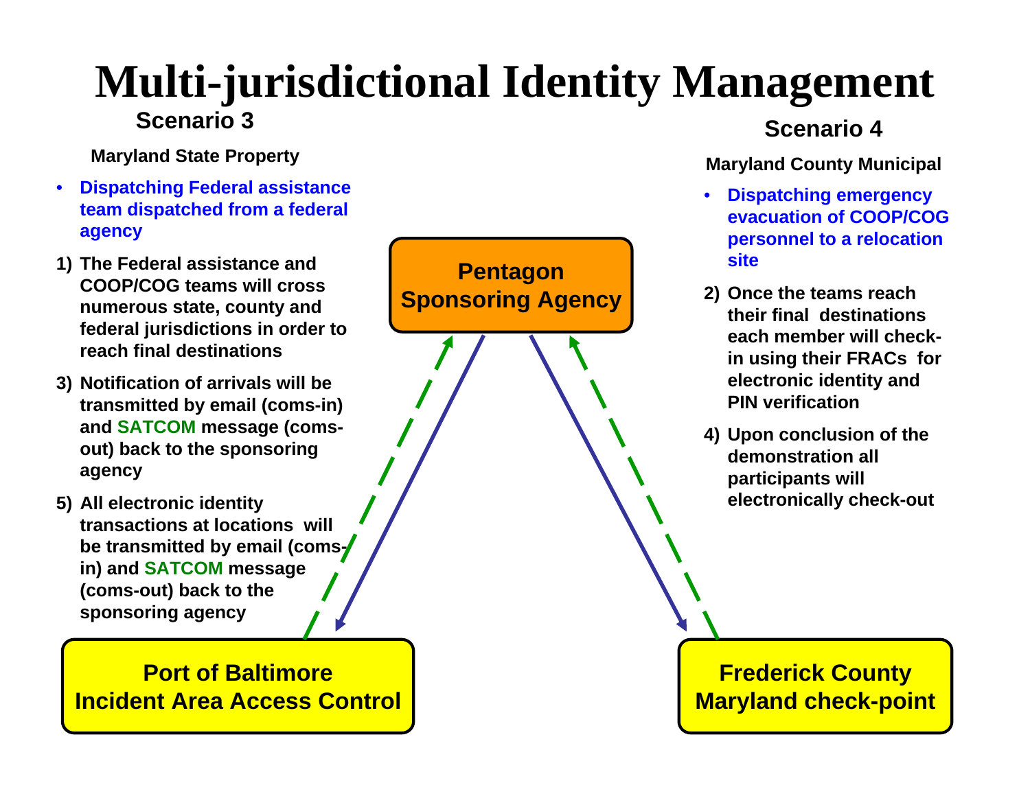# Multi-jurisdictional Identity Management

## Scenario 3

**Maryland State Property**

- **Dispatching Federal assistance team dispatched from a federal agency**

1) **The Federal assistance and COOP/COG teams will cross numerous state, county and federal jurisdictions in order to reach final destinations**

3) **Notification of arrivals will be transmitted by email (coms-in) and SATCOM message (coms-out) back to the sponsoring agency**

5) **All electronic identity transactions at locations will be transmitted by email (coms-in) and SATCOM message (coms-out) back to the sponsoring agency**

## Scenario 4

**Maryland County Municipal**

- **Dispatching emergency evacuation of COOP/COG personnel to a relocation site**

2) **Once the teams reach their final destinations each member will check-in using their FRACs for electronic identity and PIN verification**

4) **Upon conclusion of the demonstration all participants will electronically check-out**

**Pentagon Sponsoring Agency**

**Port of Baltimore Incident Area Access Control**

**Frederick County Maryland check-point**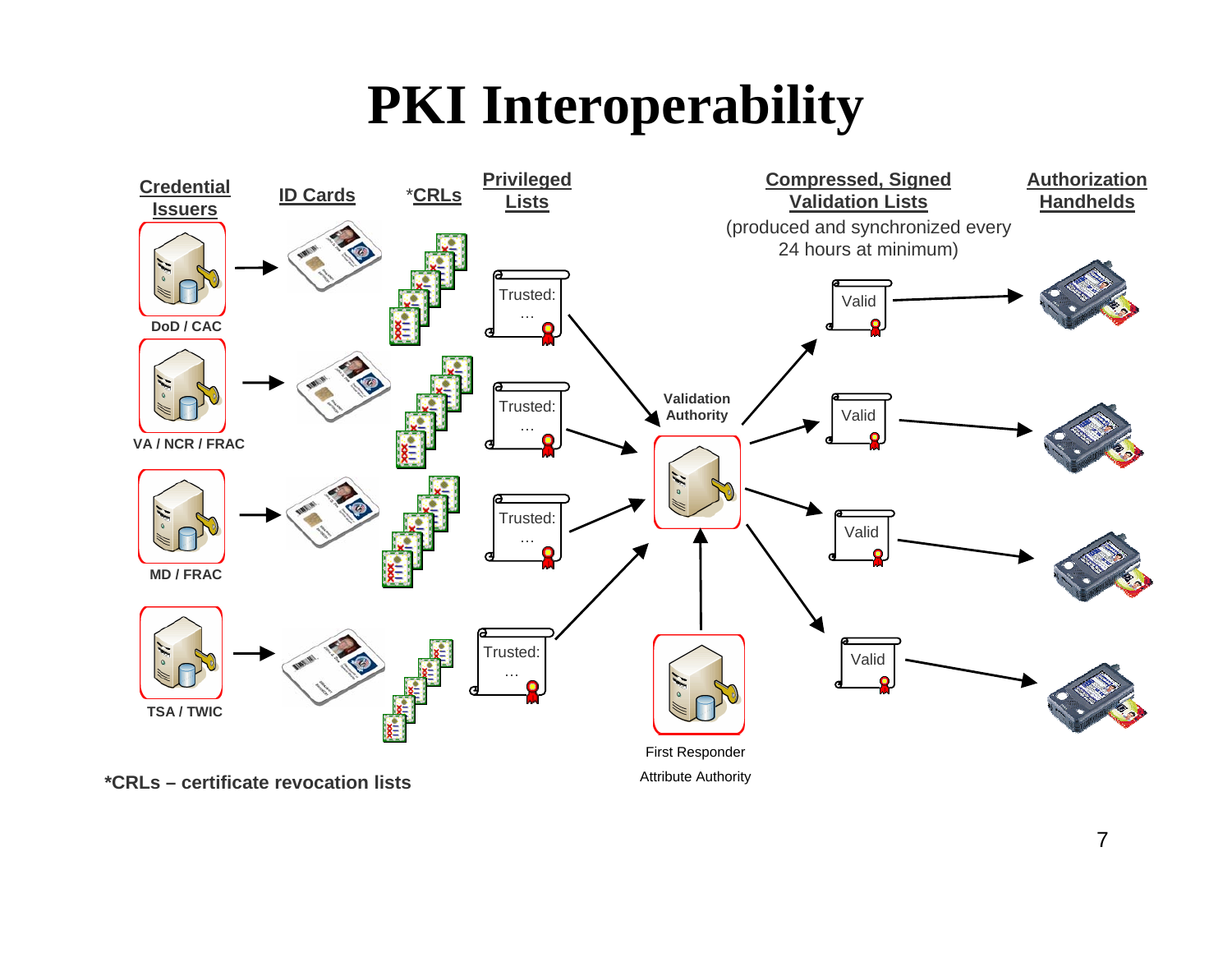# PKI Interoperability

**Credential Issuers** | **ID Cards** | ***CRLs** | **Privileged Lists** | **Compressed, Signed Validation Lists** (produced and synchronized every 24 hours at minimum) | **Authorization Handhelds**

DoD / CAC

VA / NCR / FRAC

MD / FRAC

TSA / TWIC

Trusted: …

Trusted: …

Trusted: …

Trusted: …

Validation Authority

First Responder Attribute Authority

Valid

Valid

Valid

Valid

***CRLs – certificate revocation lists**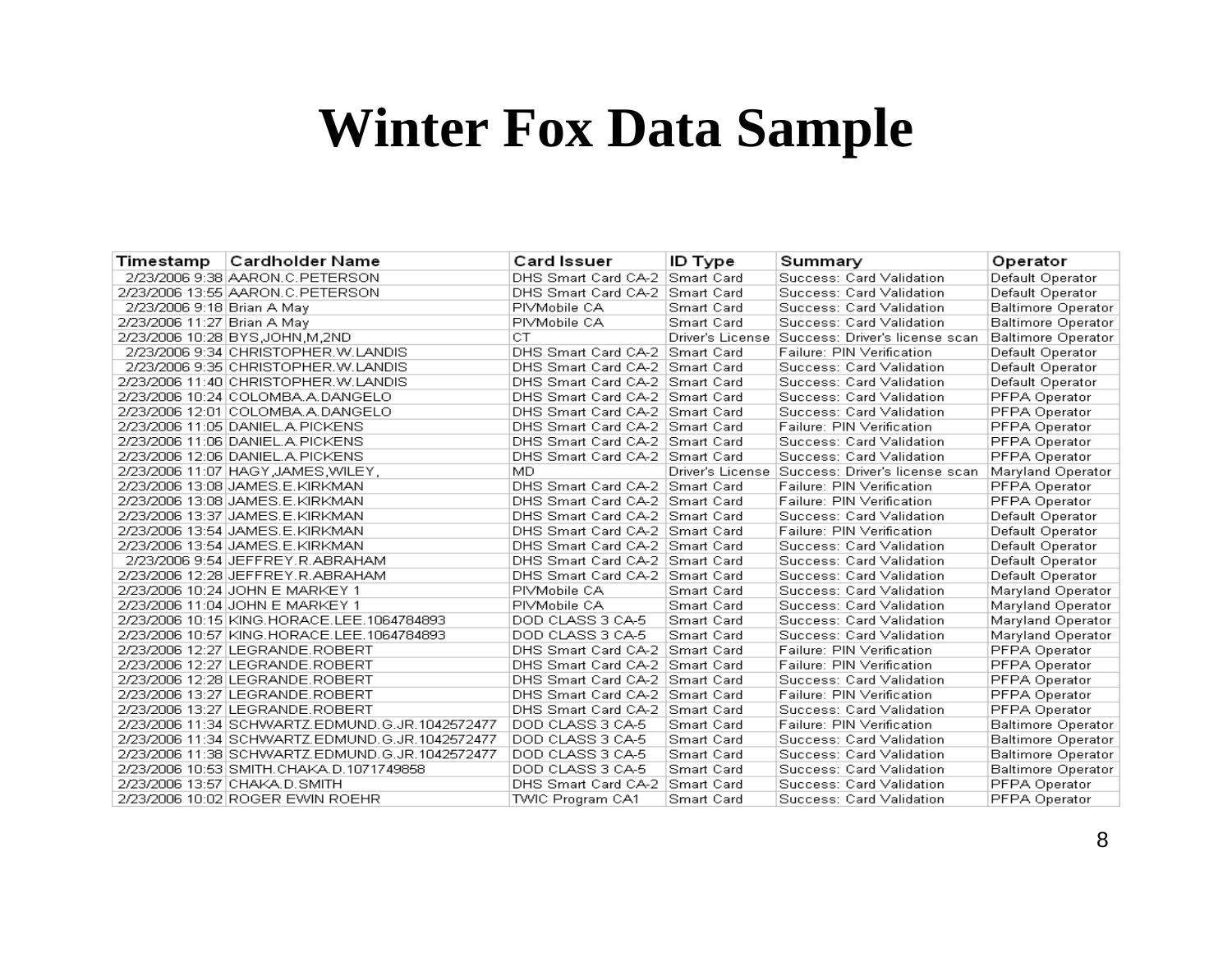# Winter Fox Data Sample

| Timestamp | Cardholder Name | Card Issuer | ID Type | Summary | Operator |
|---|---|---|---|---|---|
| 2/23/2006 9:38 | AARON.C.PETERSON | DHS Smart Card CA-2 | Smart Card | Success: Card Validation | Default Operator |
| 2/23/2006 13:55 | AARON.C.PETERSON | DHS Smart Card CA-2 | Smart Card | Success: Card Validation | Default Operator |
| 2/23/2006 9:18 | Brian A May | PIVMobile CA | Smart Card | Success: Card Validation | Baltimore Operator |
| 2/23/2006 11:27 | Brian A May | PIVMobile CA | Smart Card | Success: Card Validation | Baltimore Operator |
| 2/23/2006 10:28 | BYS,JOHN,M,2ND | CT | Driver's License | Success: Driver's license scan | Baltimore Operator |
| 2/23/2006 9:34 | CHRISTOPHER.W.LANDIS | DHS Smart Card CA-2 | Smart Card | Failure: PIN Verification | Default Operator |
| 2/23/2006 9:35 | CHRISTOPHER.W.LANDIS | DHS Smart Card CA-2 | Smart Card | Success: Card Validation | Default Operator |
| 2/23/2006 11:40 | CHRISTOPHER.W.LANDIS | DHS Smart Card CA-2 | Smart Card | Success: Card Validation | Default Operator |
| 2/23/2006 10:24 | COLOMBA.A.DANGELO | DHS Smart Card CA-2 | Smart Card | Success: Card Validation | PFPA Operator |
| 2/23/2006 12:01 | COLOMBA.A.DANGELO | DHS Smart Card CA-2 | Smart Card | Success: Card Validation | PFPA Operator |
| 2/23/2006 11:05 | DANIEL.A.PICKENS | DHS Smart Card CA-2 | Smart Card | Failure: PIN Verification | PFPA Operator |
| 2/23/2006 11:06 | DANIEL.A.PICKENS | DHS Smart Card CA-2 | Smart Card | Success: Card Validation | PFPA Operator |
| 2/23/2006 12:06 | DANIEL.A.PICKENS | DHS Smart Card CA-2 | Smart Card | Success: Card Validation | PFPA Operator |
| 2/23/2006 11:07 | HAGY,JAMES,WILEY, | MD | Driver's License | Success: Driver's license scan | Maryland Operator |
| 2/23/2006 13:08 | JAMES.E.KIRKMAN | DHS Smart Card CA-2 | Smart Card | Failure: PIN Verification | PFPA Operator |
| 2/23/2006 13:08 | JAMES.E.KIRKMAN | DHS Smart Card CA-2 | Smart Card | Failure: PIN Verification | PFPA Operator |
| 2/23/2006 13:37 | JAMES.E.KIRKMAN | DHS Smart Card CA-2 | Smart Card | Success: Card Validation | Default Operator |
| 2/23/2006 13:54 | JAMES.E.KIRKMAN | DHS Smart Card CA-2 | Smart Card | Failure: PIN Verification | Default Operator |
| 2/23/2006 13:54 | JAMES.E.KIRKMAN | DHS Smart Card CA-2 | Smart Card | Success: Card Validation | Default Operator |
| 2/23/2006 9:54 | JEFFREY.R.ABRAHAM | DHS Smart Card CA-2 | Smart Card | Success: Card Validation | Default Operator |
| 2/23/2006 12:28 | JEFFREY.R.ABRAHAM | DHS Smart Card CA-2 | Smart Card | Success: Card Validation | Default Operator |
| 2/23/2006 10:24 | JOHN E MARKEY 1 | PIVMobile CA | Smart Card | Success: Card Validation | Maryland Operator |
| 2/23/2006 11:04 | JOHN E MARKEY 1 | PIVMobile CA | Smart Card | Success: Card Validation | Maryland Operator |
| 2/23/2006 10:15 | KING.HORACE.LEE.1064784893 | DOD CLASS 3 CA-5 | Smart Card | Success: Card Validation | Maryland Operator |
| 2/23/2006 10:57 | KING.HORACE.LEE.1064784893 | DOD CLASS 3 CA-5 | Smart Card | Success: Card Validation | Maryland Operator |
| 2/23/2006 12:27 | LEGRANDE.ROBERT | DHS Smart Card CA-2 | Smart Card | Failure: PIN Verification | PFPA Operator |
| 2/23/2006 12:27 | LEGRANDE.ROBERT | DHS Smart Card CA-2 | Smart Card | Failure: PIN Verification | PFPA Operator |
| 2/23/2006 12:28 | LEGRANDE.ROBERT | DHS Smart Card CA-2 | Smart Card | Success: Card Validation | PFPA Operator |
| 2/23/2006 13:27 | LEGRANDE.ROBERT | DHS Smart Card CA-2 | Smart Card | Failure: PIN Verification | PFPA Operator |
| 2/23/2006 13:27 | LEGRANDE.ROBERT | DHS Smart Card CA-2 | Smart Card | Success: Card Validation | PFPA Operator |
| 2/23/2006 11:34 | SCHWARTZ.EDMUND.G.JR.1042572477 | DOD CLASS 3 CA-5 | Smart Card | Failure: PIN Verification | Baltimore Operator |
| 2/23/2006 11:34 | SCHWARTZ.EDMUND.G.JR.1042572477 | DOD CLASS 3 CA-5 | Smart Card | Success: Card Validation | Baltimore Operator |
| 2/23/2006 11:38 | SCHWARTZ.EDMUND.G.JR.1042572477 | DOD CLASS 3 CA-5 | Smart Card | Success: Card Validation | Baltimore Operator |
| 2/23/2006 10:53 | SMITH.CHAKA.D.1071749858 | DOD CLASS 3 CA-5 | Smart Card | Success: Card Validation | Baltimore Operator |
| 2/23/2006 13:57 | CHAKA.D.SMITH | DHS Smart Card CA-2 | Smart Card | Success: Card Validation | PFPA Operator |
| 2/23/2006 10:02 | ROGER EWIN ROEHR | TWIC Program CA1 | Smart Card | Success: Card Validation | PFPA Operator |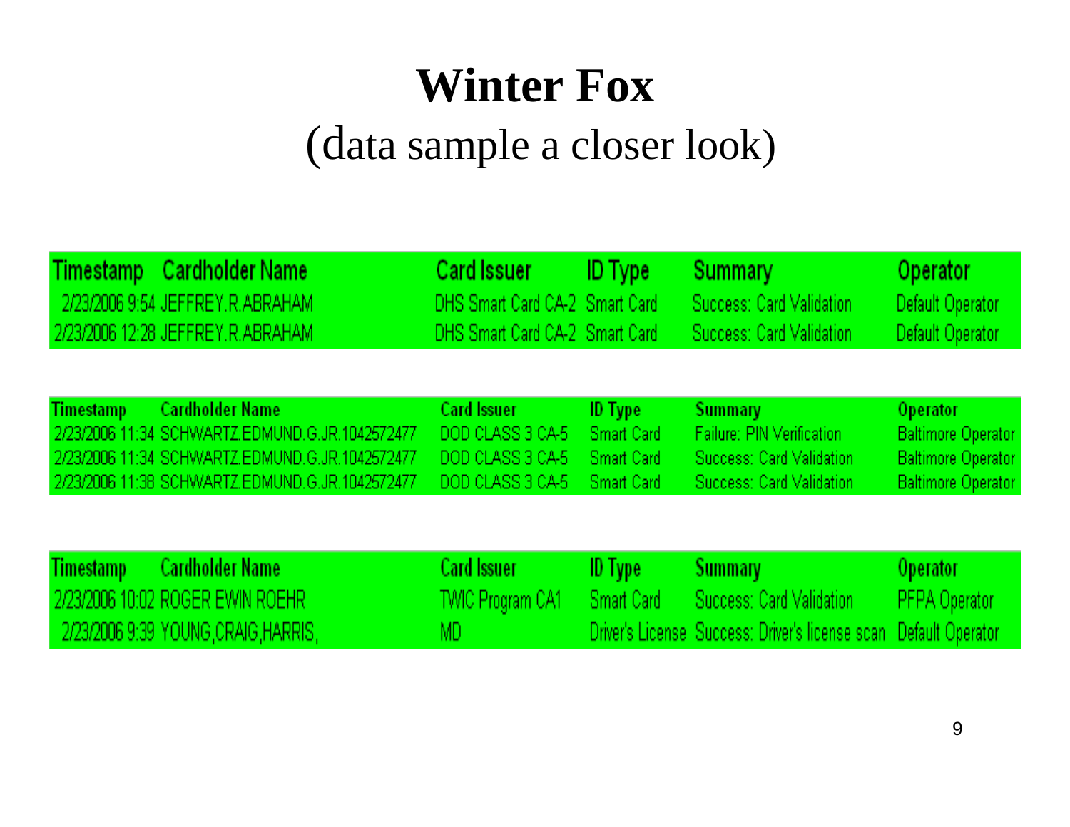# Winter Fox

(data sample a closer look)

| Timestamp | Cardholder Name | Card Issuer | ID Type | Summary | Operator |
|---|---|---|---|---|---|
| 2/23/2006 9:54 | JEFFREY.R.ABRAHAM | DHS Smart Card CA-2 | Smart Card | Success: Card Validation | Default Operator |
| 2/23/2006 12:28 | JEFFREY.R.ABRAHAM | DHS Smart Card CA-2 | Smart Card | Success: Card Validation | Default Operator |

| Timestamp | Cardholder Name | Card Issuer | ID Type | Summary | Operator |
|---|---|---|---|---|---|
| 2/23/2006 11:34 | SCHWARTZ.EDMUND.G.JR.1042572477 | DOD CLASS 3 CA-5 | Smart Card | Failure: PIN Verification | Baltimore Operator |
| 2/23/2006 11:34 | SCHWARTZ.EDMUND.G.JR.1042572477 | DOD CLASS 3 CA-5 | Smart Card | Success: Card Validation | Baltimore Operator |
| 2/23/2006 11:38 | SCHWARTZ.EDMUND.G.JR.1042572477 | DOD CLASS 3 CA-5 | Smart Card | Success: Card Validation | Baltimore Operator |

| Timestamp | Cardholder Name | Card Issuer | ID Type | Summary | Operator |
|---|---|---|---|---|---|
| 2/23/2006 10:02 | ROGER EWIN ROEHR | TWIC Program CA1 | Smart Card | Success: Card Validation | PFPA Operator |
| 2/23/2006 9:39 | YOUNG,CRAIG,HARRIS, | MD | Driver's License | Success: Driver's license scan | Default Operator |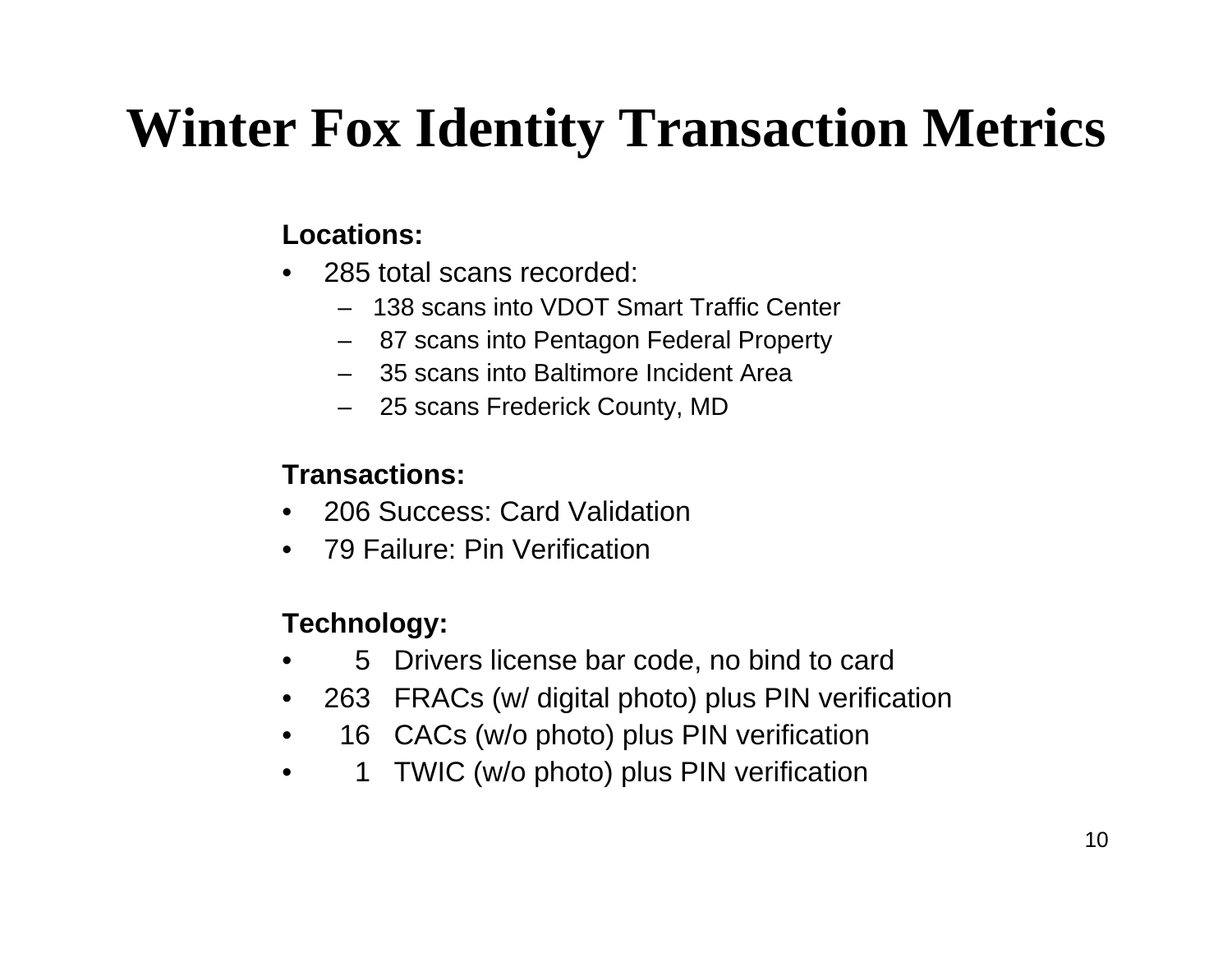# Winter Fox Identity Transaction Metrics

**Locations:**

- 285 total scans recorded:
  - 138 scans into VDOT Smart Traffic Center
  - 87 scans into Pentagon Federal Property
  - 35 scans into Baltimore Incident Area
  - 25 scans Frederick County, MD

**Transactions:**

- 206 Success: Card Validation
- 79 Failure: Pin Verification

**Technology:**

- 5 Drivers license bar code, no bind to card
- 263 FRACs (w/ digital photo) plus PIN verification
- 16 CACs (w/o photo) plus PIN verification
- 1 TWIC (w/o photo) plus PIN verification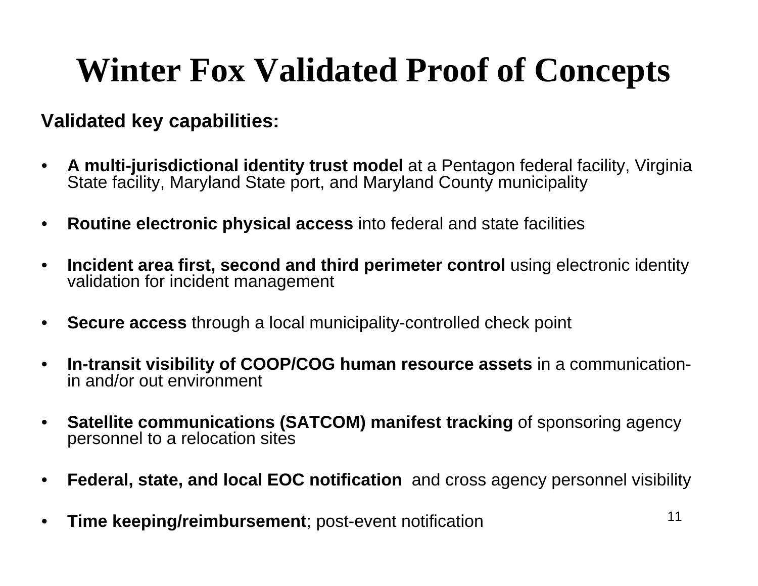# Winter Fox Validated Proof of Concepts

**Validated key capabilities:**

- **A multi-jurisdictional identity trust model** at a Pentagon federal facility, Virginia State facility, Maryland State port, and Maryland County municipality
- **Routine electronic physical access** into federal and state facilities
- **Incident area first, second and third perimeter control** using electronic identity validation for incident management
- **Secure access** through a local municipality-controlled check point
- **In-transit visibility of COOP/COG human resource assets** in a communication-in and/or out environment
- **Satellite communications (SATCOM) manifest tracking** of sponsoring agency personnel to a relocation sites
- **Federal, state, and local EOC notification** and cross agency personnel visibility
- **Time keeping/reimbursement**; post-event notification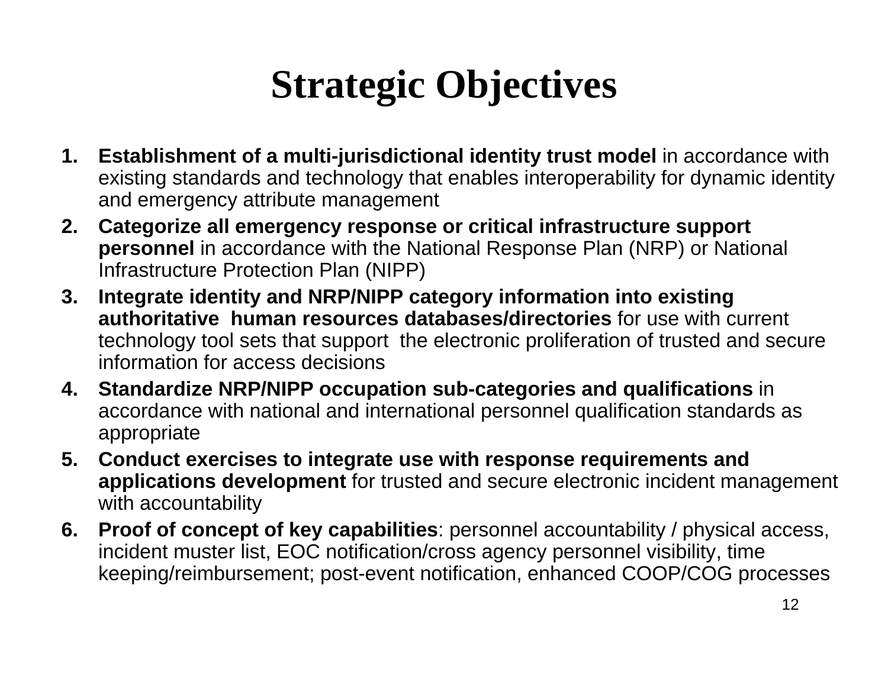# Strategic Objectives

1. **Establishment of a multi-jurisdictional identity trust model** in accordance with existing standards and technology that enables interoperability for dynamic identity and emergency attribute management
2. **Categorize all emergency response or critical infrastructure support personnel** in accordance with the National Response Plan (NRP) or National Infrastructure Protection Plan (NIPP)
3. **Integrate identity and NRP/NIPP category information into existing authoritative human resources databases/directories** for use with current technology tool sets that support the electronic proliferation of trusted and secure information for access decisions
4. **Standardize NRP/NIPP occupation sub-categories and qualifications** in accordance with national and international personnel qualification standards as appropriate
5. **Conduct exercises to integrate use with response requirements and applications development** for trusted and secure electronic incident management with accountability
6. **Proof of concept of key capabilities**: personnel accountability / physical access, incident muster list, EOC notification/cross agency personnel visibility, time keeping/reimbursement; post-event notification, enhanced COOP/COG processes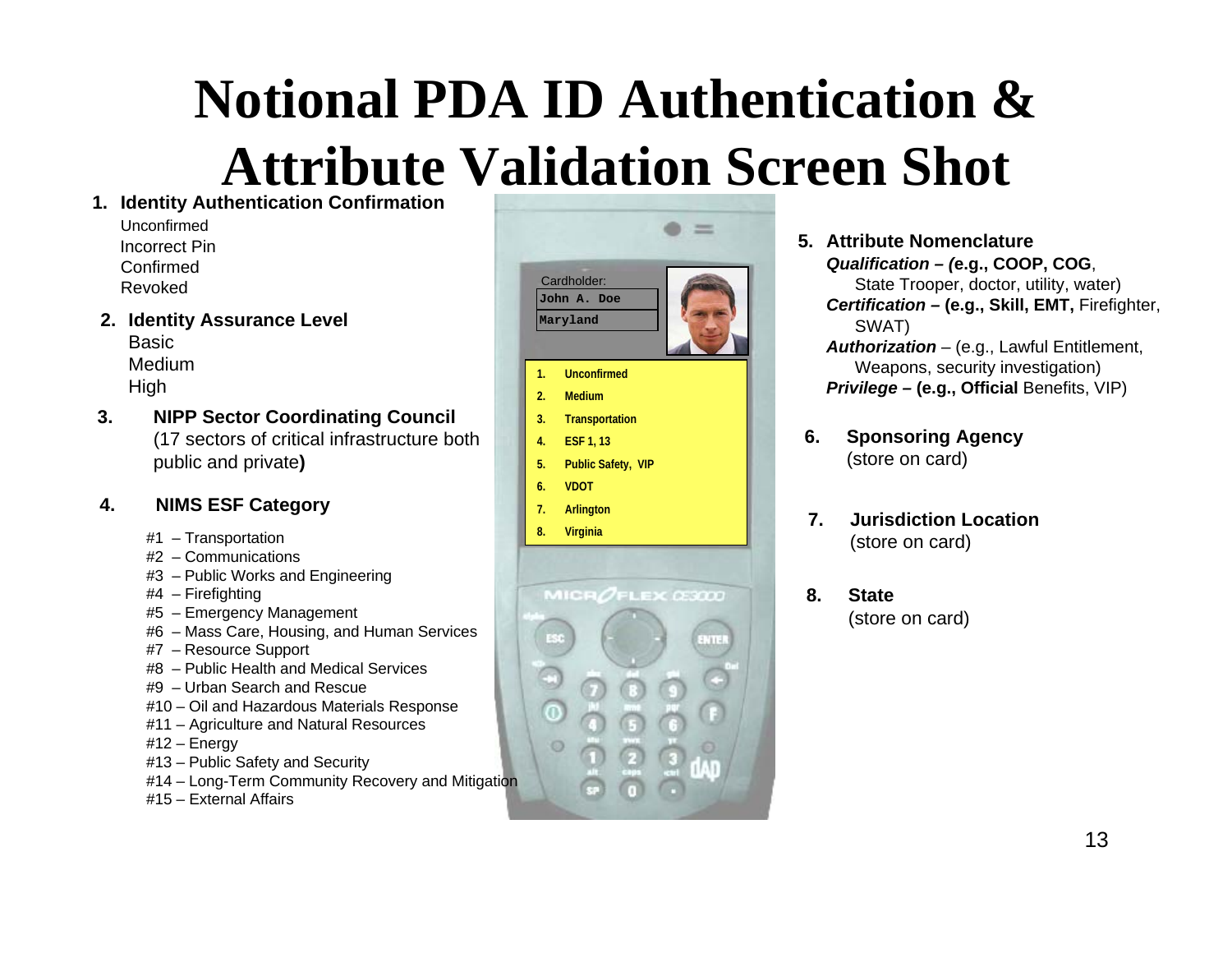# Notional PDA ID Authentication & Attribute Validation Screen Shot

1. **Identity Authentication Confirmation**
   - Unconfirmed
   - Incorrect Pin
   - Confirmed
   - Revoked

2. **Identity Assurance Level**
   - Basic
   - Medium
   - High

3. **NIPP Sector Coordinating Council**
   (17 sectors of critical infrastructure both public and private**)**

4. **NIMS ESF Category**
   - #1 – Transportation
   - #2 – Communications
   - #3 – Public Works and Engineering
   - #4 – Firefighting
   - #5 – Emergency Management
   - #6 – Mass Care, Housing, and Human Services
   - #7 – Resource Support
   - #8 – Public Health and Medical Services
   - #9 – Urban Search and Rescue
   - #10 – Oil and Hazardous Materials Response
   - #11 – Agriculture and Natural Resources
   - #12 – Energy
   - #13 – Public Safety and Security
   - #14 – Long-Term Community Recovery and Mitigation
   - #15 – External Affairs

Cardholder:
John A. Doe
Maryland

1. Unconfirmed
2. Medium
3. Transportation
4. ESF 1, 13
5. Public Safety, VIP
6. VDOT
7. Arlington
8. Virginia

5. **Attribute Nomenclature**
   - ***Qualification* – *(*e.g., COOP, COG**, State Trooper, doctor, utility, water)
   - ***Certification* – (e.g., Skill, EMT,** Firefighter, SWAT)
   - ***Authorization*** – (e.g., Lawful Entitlement, Weapons, security investigation)
   - ***Privilege* – (e.g., Official** Benefits, VIP)

6. **Sponsoring Agency**
   (store on card)

7. **Jurisdiction Location**
   (store on card)

8. **State**
   (store on card)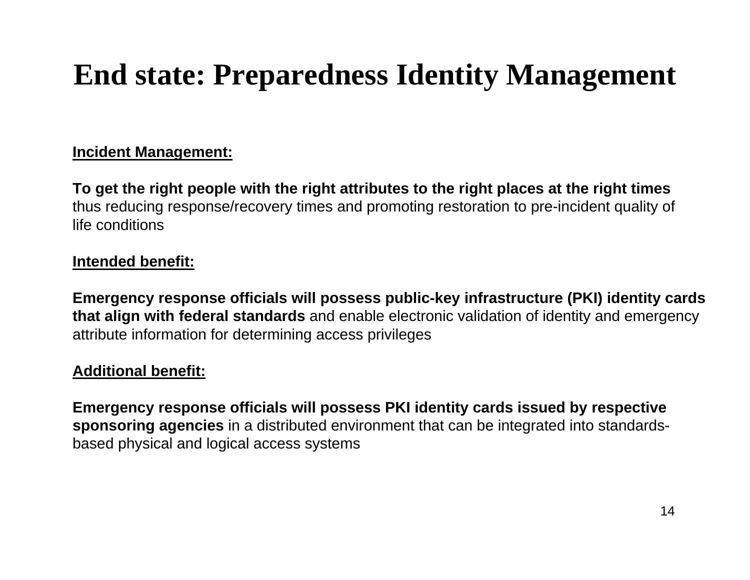# End state: Preparedness Identity Management

**Incident Management:**

**To get the right people with the right attributes to the right places at the right times** thus reducing response/recovery times and promoting restoration to pre-incident quality of life conditions

**Intended benefit:**

**Emergency response officials will possess public-key infrastructure (PKI) identity cards that align with federal standards** and enable electronic validation of identity and emergency attribute information for determining access privileges

**Additional benefit:**

**Emergency response officials will possess PKI identity cards issued by respective sponsoring agencies** in a distributed environment that can be integrated into standards-based physical and logical access systems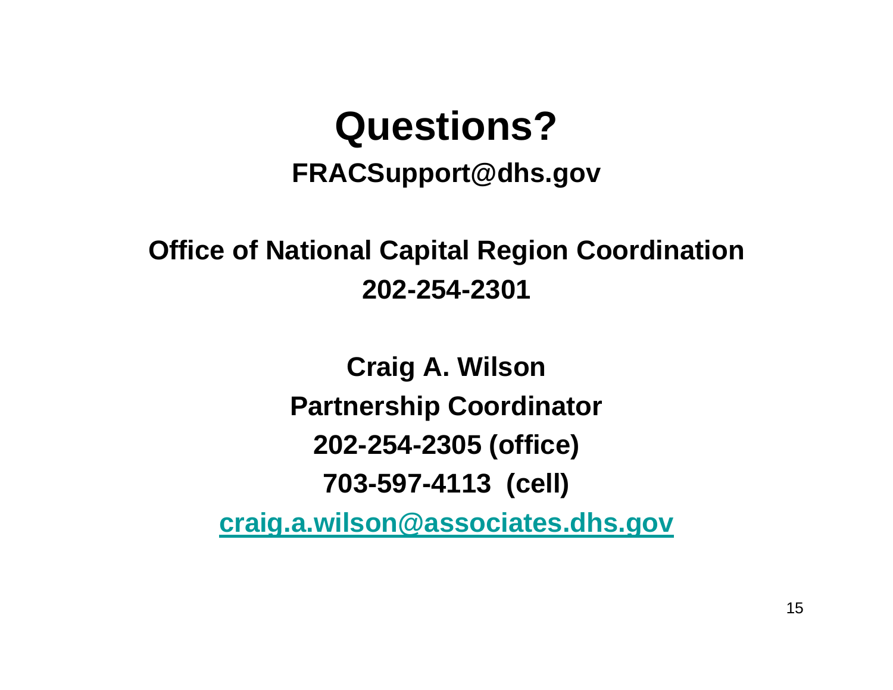# Questions?

**FRACSupport@dhs.gov**

**Office of National Capital Region Coordination**

**202-254-2301**

**Craig A. Wilson**

**Partnership Coordinator**

**202-254-2305 (office)**

**703-597-4113 (cell)**

**craig.a.wilson@associates.dhs.gov**